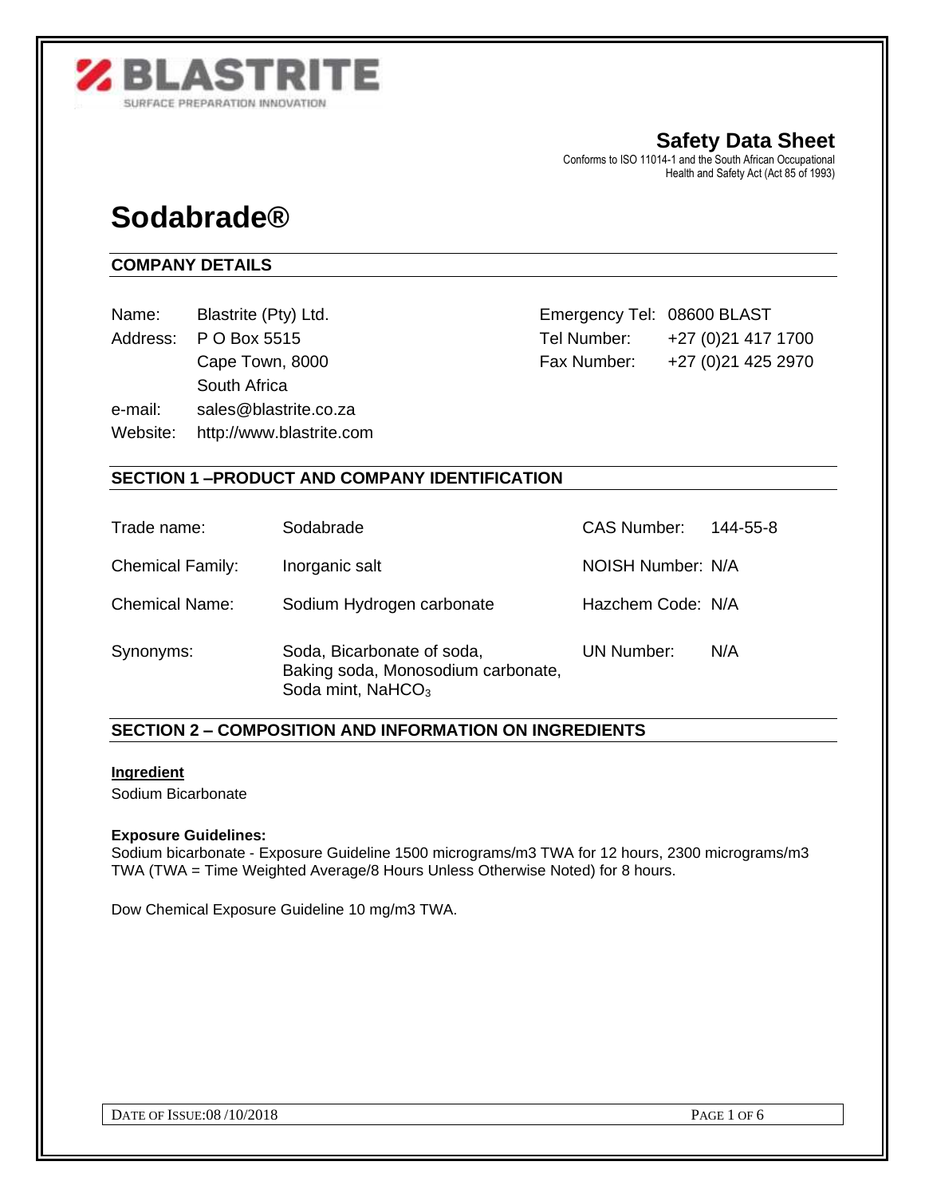**BLASTRITE**
SURFACE PREPARATION INNOVATION

## Safety Data Sheet

Conforms to ISO 11014-1 and the South African Occupational Health and Safety Act (Act 85 of 1993)

# Sodabrade®

## COMPANY DETAILS

| | | | |
|---|---|---|---|
| Name: | Blastrite (Pty) Ltd. | Emergency Tel: | 08600 BLAST |
| Address: | P O Box 5515 | Tel Number: | +27 (0)21 417 1700 |
| | Cape Town, 8000 | Fax Number: | +27 (0)21 425 2970 |
| | South Africa | | |
| e-mail: | sales@blastrite.co.za | | |
| Website: | http://www.blastrite.com | | |

## SECTION 1 –PRODUCT AND COMPANY IDENTIFICATION

| | | | |
|---|---|---|---|
| Trade name: | Sodabrade | CAS Number: | 144-55-8 |
| Chemical Family: | Inorganic salt | NOISH Number: | N/A |
| Chemical Name: | Sodium Hydrogen carbonate | Hazchem Code: | N/A |
| Synonyms: | Soda, Bicarbonate of soda, Baking soda, Monosodium carbonate, Soda mint, $NaHCO_3$ | UN Number: | N/A |

## SECTION 2 – COMPOSITION AND INFORMATION ON INGREDIENTS

**Ingredient**

Sodium Bicarbonate

**Exposure Guidelines:**

Sodium bicarbonate - Exposure Guideline 1500 micrograms/m3 TWA for 12 hours, 2300 micrograms/m3 TWA (TWA = Time Weighted Average/8 Hours Unless Otherwise Noted) for 8 hours.

Dow Chemical Exposure Guideline 10 mg/m3 TWA.

DATE OF ISSUE:08 /10/2018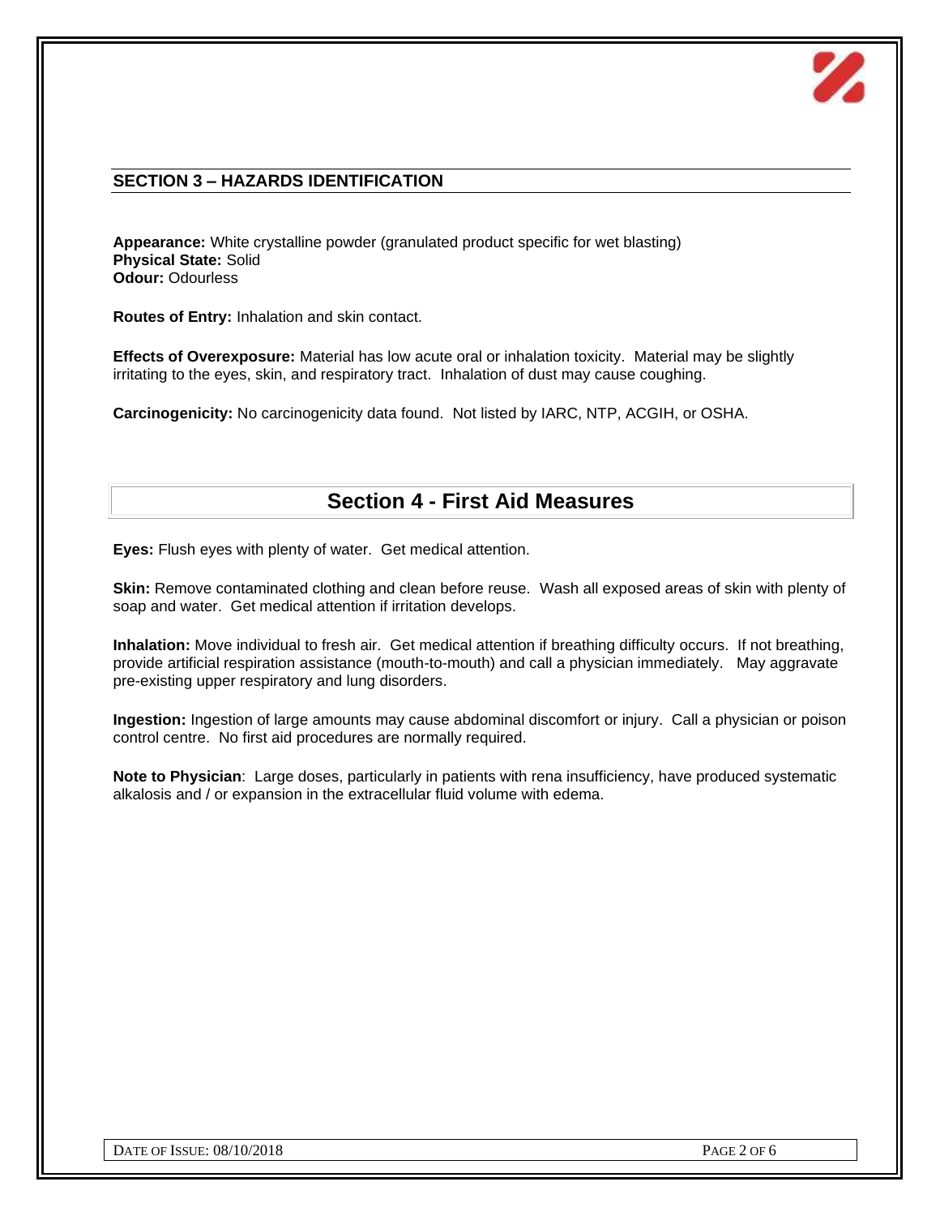## SECTION 3 – HAZARDS IDENTIFICATION

**Appearance:** White crystalline powder (granulated product specific for wet blasting)
**Physical State:** Solid
**Odour:** Odourless

**Routes of Entry:** Inhalation and skin contact.

**Effects of Overexposure:** Material has low acute oral or inhalation toxicity. Material may be slightly irritating to the eyes, skin, and respiratory tract. Inhalation of dust may cause coughing.

**Carcinogenicity:** No carcinogenicity data found. Not listed by IARC, NTP, ACGIH, or OSHA.

## Section 4 - First Aid Measures

**Eyes:** Flush eyes with plenty of water. Get medical attention.

**Skin:** Remove contaminated clothing and clean before reuse. Wash all exposed areas of skin with plenty of soap and water. Get medical attention if irritation develops.

**Inhalation:** Move individual to fresh air. Get medical attention if breathing difficulty occurs. If not breathing, provide artificial respiration assistance (mouth-to-mouth) and call a physician immediately. May aggravate pre-existing upper respiratory and lung disorders.

**Ingestion:** Ingestion of large amounts may cause abdominal discomfort or injury. Call a physician or poison control centre. No first aid procedures are normally required.

**Note to Physician**: Large doses, particularly in patients with rena insufficiency, have produced systematic alkalosis and / or expansion in the extracellular fluid volume with edema.

DATE OF ISSUE: 08/10/2018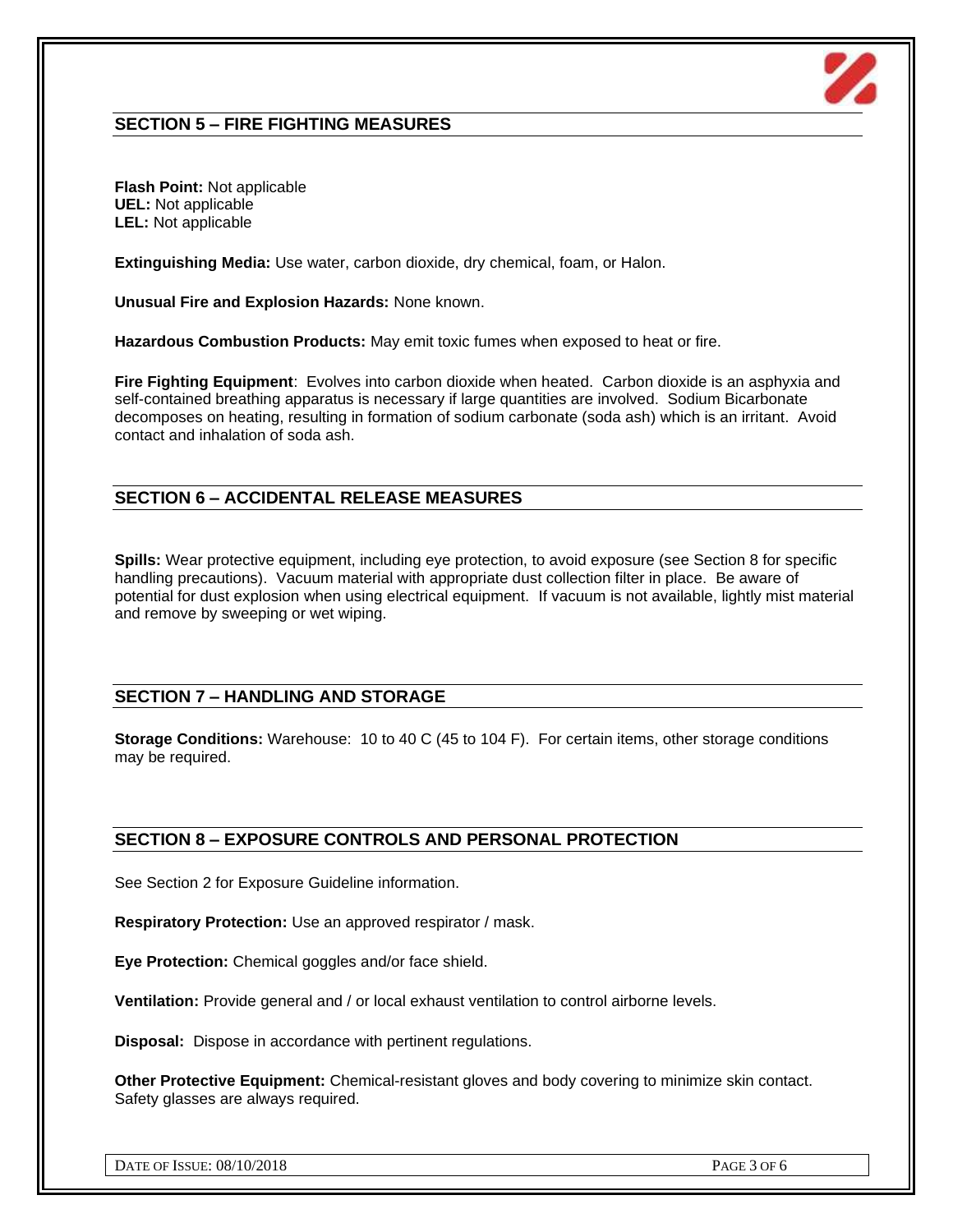## SECTION 5 – FIRE FIGHTING MEASURES

**Flash Point:** Not applicable
**UEL:** Not applicable
**LEL:** Not applicable

**Extinguishing Media:** Use water, carbon dioxide, dry chemical, foam, or Halon.

**Unusual Fire and Explosion Hazards:** None known.

**Hazardous Combustion Products:** May emit toxic fumes when exposed to heat or fire.

**Fire Fighting Equipment**: Evolves into carbon dioxide when heated. Carbon dioxide is an asphyxia and self-contained breathing apparatus is necessary if large quantities are involved. Sodium Bicarbonate decomposes on heating, resulting in formation of sodium carbonate (soda ash) which is an irritant. Avoid contact and inhalation of soda ash.

## SECTION 6 – ACCIDENTAL RELEASE MEASURES

**Spills:** Wear protective equipment, including eye protection, to avoid exposure (see Section 8 for specific handling precautions). Vacuum material with appropriate dust collection filter in place. Be aware of potential for dust explosion when using electrical equipment. If vacuum is not available, lightly mist material and remove by sweeping or wet wiping.

## SECTION 7 – HANDLING AND STORAGE

**Storage Conditions:** Warehouse: 10 to 40 C (45 to 104 F). For certain items, other storage conditions may be required.

## SECTION 8 – EXPOSURE CONTROLS AND PERSONAL PROTECTION

See Section 2 for Exposure Guideline information.

**Respiratory Protection:** Use an approved respirator / mask.

**Eye Protection:** Chemical goggles and/or face shield.

**Ventilation:** Provide general and / or local exhaust ventilation to control airborne levels.

**Disposal:** Dispose in accordance with pertinent regulations.

**Other Protective Equipment:** Chemical-resistant gloves and body covering to minimize skin contact. Safety glasses are always required.

DATE OF ISSUE: 08/10/2018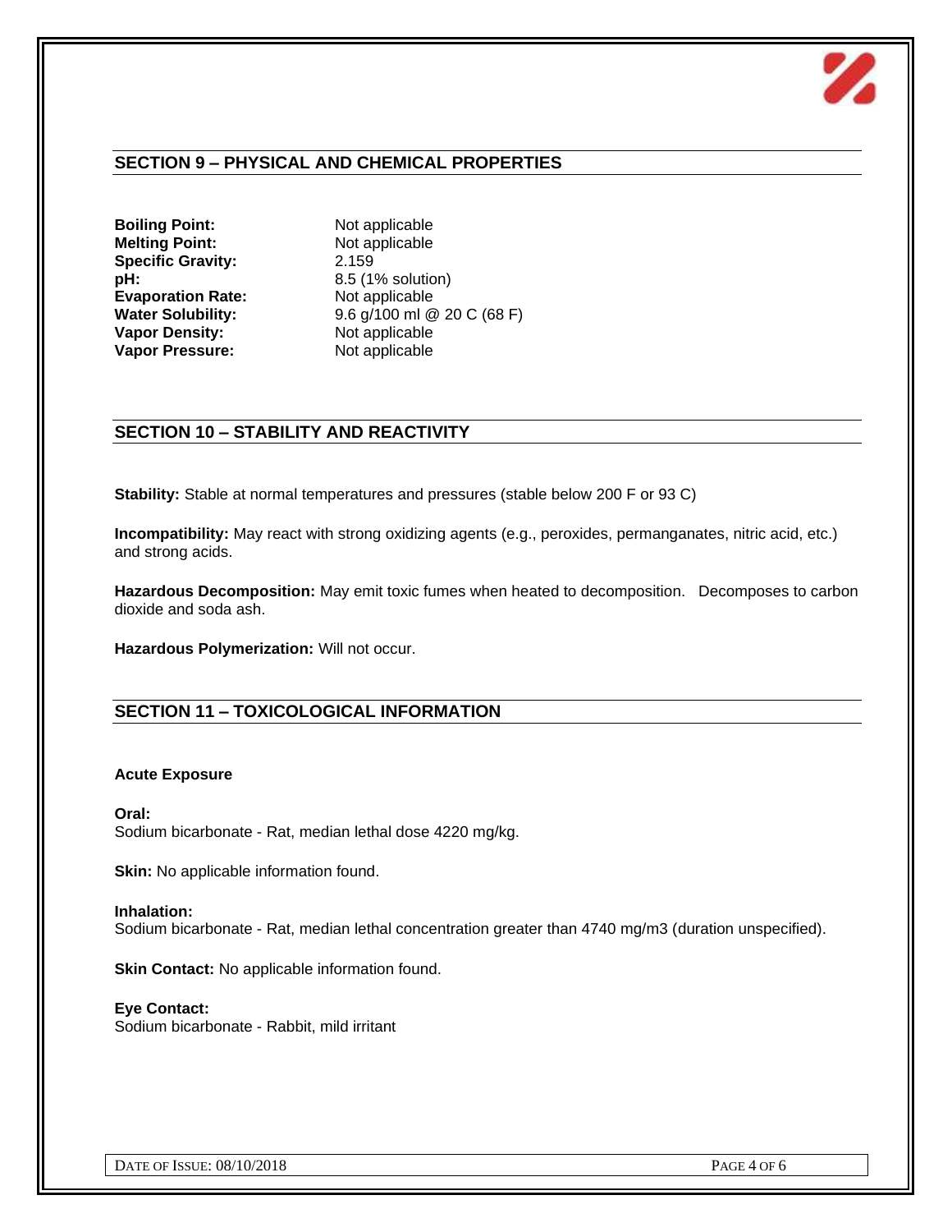## SECTION 9 – PHYSICAL AND CHEMICAL PROPERTIES

| | |
|---|---|
| **Boiling Point:** | Not applicable |
| **Melting Point:** | Not applicable |
| **Specific Gravity:** | 2.159 |
| **pH:** | 8.5 (1% solution) |
| **Evaporation Rate:** | Not applicable |
| **Water Solubility:** | 9.6 g/100 ml @ 20 C (68 F) |
| **Vapor Density:** | Not applicable |
| **Vapor Pressure:** | Not applicable |

## SECTION 10 – STABILITY AND REACTIVITY

**Stability:** Stable at normal temperatures and pressures (stable below 200 F or 93 C)

**Incompatibility:** May react with strong oxidizing agents (e.g., peroxides, permanganates, nitric acid, etc.) and strong acids.

**Hazardous Decomposition:** May emit toxic fumes when heated to decomposition. Decomposes to carbon dioxide and soda ash.

**Hazardous Polymerization:** Will not occur.

## SECTION 11 – TOXICOLOGICAL INFORMATION

**Acute Exposure**

**Oral:**
Sodium bicarbonate - Rat, median lethal dose 4220 mg/kg.

**Skin:** No applicable information found.

**Inhalation:**
Sodium bicarbonate - Rat, median lethal concentration greater than 4740 mg/m3 (duration unspecified).

**Skin Contact:** No applicable information found.

**Eye Contact:**
Sodium bicarbonate - Rabbit, mild irritant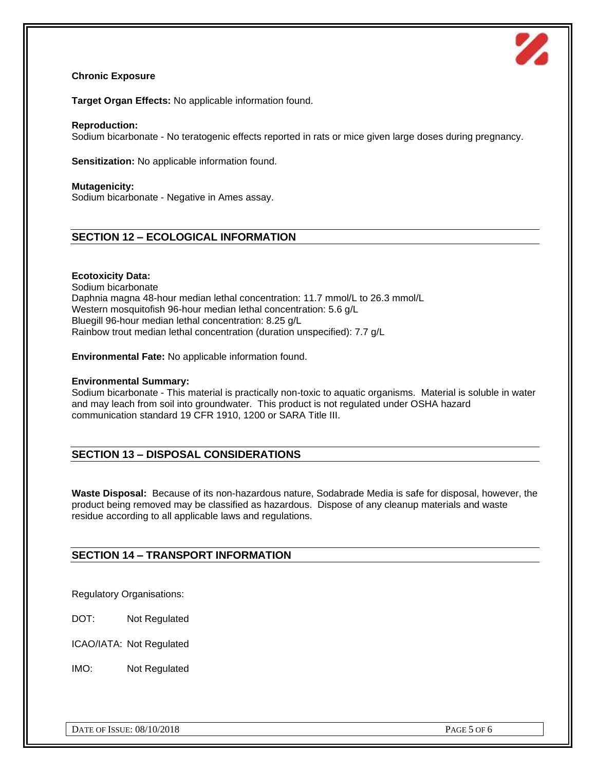**Chronic Exposure**

**Target Organ Effects:** No applicable information found.

**Reproduction:**
Sodium bicarbonate - No teratogenic effects reported in rats or mice given large doses during pregnancy.

**Sensitization:** No applicable information found.

**Mutagenicity:**
Sodium bicarbonate - Negative in Ames assay.

## SECTION 12 – ECOLOGICAL INFORMATION

**Ecotoxicity Data:**
Sodium bicarbonate
Daphnia magna 48-hour median lethal concentration: 11.7 mmol/L to 26.3 mmol/L
Western mosquitofish 96-hour median lethal concentration: 5.6 g/L
Bluegill 96-hour median lethal concentration: 8.25 g/L
Rainbow trout median lethal concentration (duration unspecified): 7.7 g/L

**Environmental Fate:** No applicable information found.

**Environmental Summary:**
Sodium bicarbonate - This material is practically non-toxic to aquatic organisms. Material is soluble in water and may leach from soil into groundwater. This product is not regulated under OSHA hazard communication standard 19 CFR 1910, 1200 or SARA Title III.

## SECTION 13 – DISPOSAL CONSIDERATIONS

**Waste Disposal:** Because of its non-hazardous nature, Sodabrade Media is safe for disposal, however, the product being removed may be classified as hazardous. Dispose of any cleanup materials and waste residue according to all applicable laws and regulations.

## SECTION 14 – TRANSPORT INFORMATION

Regulatory Organisations:

DOT: Not Regulated

ICAO/IATA: Not Regulated

IMO: Not Regulated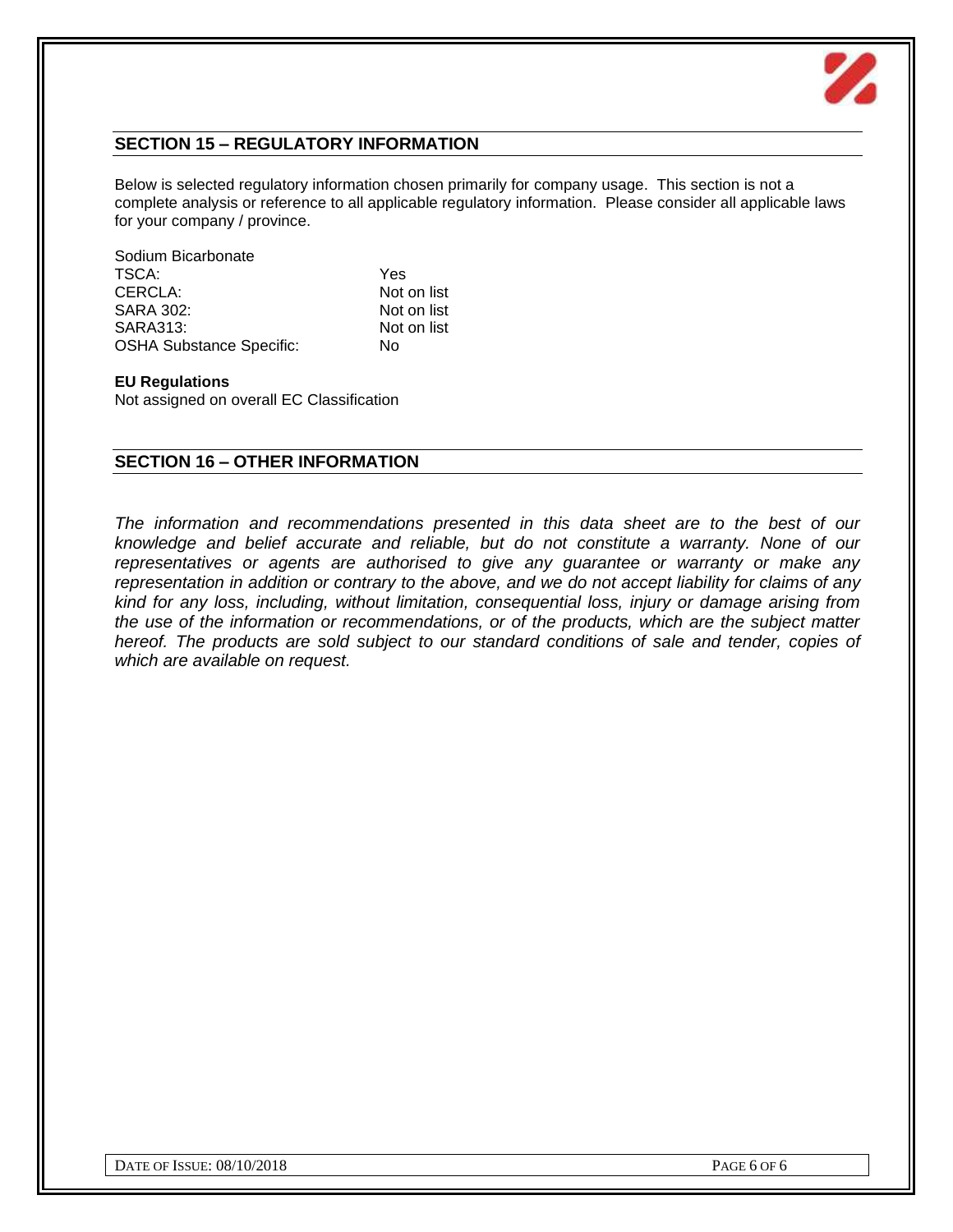## SECTION 15 – REGULATORY INFORMATION

Below is selected regulatory information chosen primarily for company usage. This section is not a complete analysis or reference to all applicable regulatory information. Please consider all applicable laws for your company / province.

| Sodium Bicarbonate | |
|---|---|
| TSCA: | Yes |
| CERCLA: | Not on list |
| SARA 302: | Not on list |
| SARA313: | Not on list |
| OSHA Substance Specific: | No |

**EU Regulations**
Not assigned on overall EC Classification

## SECTION 16 – OTHER INFORMATION

*The information and recommendations presented in this data sheet are to the best of our knowledge and belief accurate and reliable, but do not constitute a warranty. None of our representatives or agents are authorised to give any guarantee or warranty or make any representation in addition or contrary to the above, and we do not accept liability for claims of any kind for any loss, including, without limitation, consequential loss, injury or damage arising from the use of the information or recommendations, or of the products, which are the subject matter hereof. The products are sold subject to our standard conditions of sale and tender, copies of which are available on request.*

DATE OF ISSUE: 08/10/2018